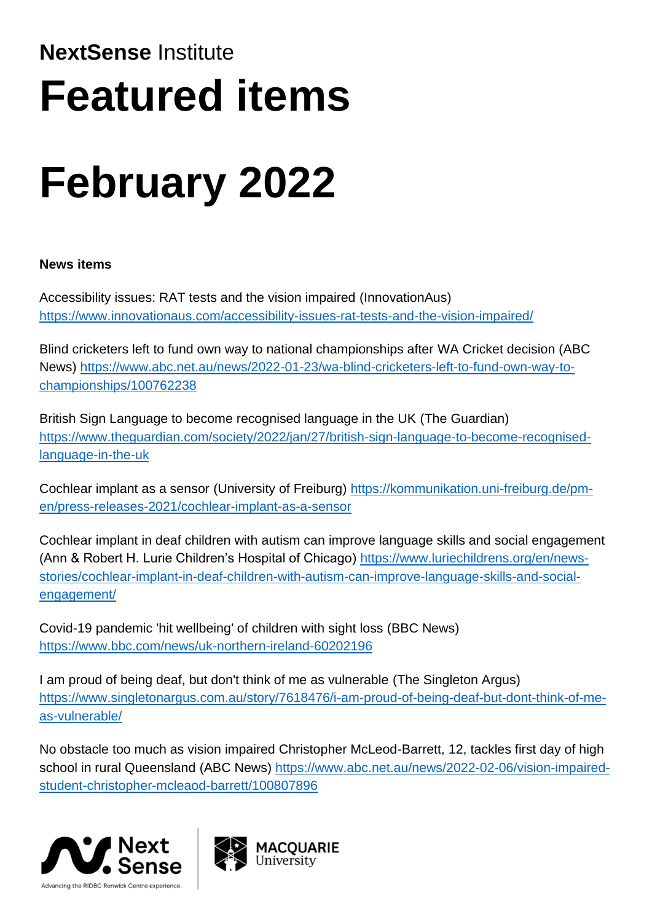**NextSense** Institute

# Featured items

# February 2022

**News items**

Accessibility issues: RAT tests and the vision impaired (InnovationAus) https://www.innovationaus.com/accessibility-issues-rat-tests-and-the-vision-impaired/

Blind cricketers left to fund own way to national championships after WA Cricket decision (ABC News) https://www.abc.net.au/news/2022-01-23/wa-blind-cricketers-left-to-fund-own-way-to-championships/100762238

British Sign Language to become recognised language in the UK (The Guardian) https://www.theguardian.com/society/2022/jan/27/british-sign-language-to-become-recognised-language-in-the-uk

Cochlear implant as a sensor (University of Freiburg) https://kommunikation.uni-freiburg.de/pm-en/press-releases-2021/cochlear-implant-as-a-sensor

Cochlear implant in deaf children with autism can improve language skills and social engagement (Ann & Robert H. Lurie Children's Hospital of Chicago) https://www.luriechildrens.org/en/news-stories/cochlear-implant-in-deaf-children-with-autism-can-improve-language-skills-and-social-engagement/

Covid-19 pandemic 'hit wellbeing' of children with sight loss (BBC News) https://www.bbc.com/news/uk-northern-ireland-60202196

I am proud of being deaf, but don't think of me as vulnerable (The Singleton Argus) https://www.singletonargus.com.au/story/7618476/i-am-proud-of-being-deaf-but-dont-think-of-me-as-vulnerable/

No obstacle too much as vision impaired Christopher McLeod-Barrett, 12, tackles first day of high school in rural Queensland (ABC News) https://www.abc.net.au/news/2022-02-06/vision-impaired-student-christopher-mcleaod-barrett/100807896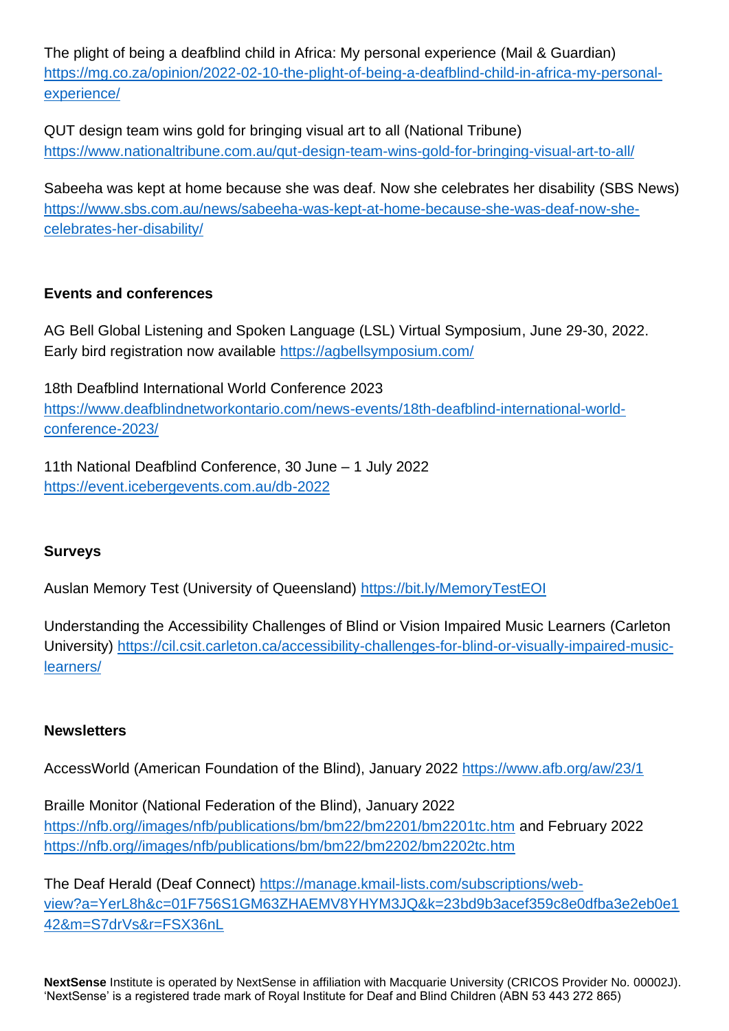The plight of being a deafblind child in Africa: My personal experience (Mail & Guardian) https://mg.co.za/opinion/2022-02-10-the-plight-of-being-a-deafblind-child-in-africa-my-personal-experience/

QUT design team wins gold for bringing visual art to all (National Tribune) https://www.nationaltribune.com.au/qut-design-team-wins-gold-for-bringing-visual-art-to-all/

Sabeeha was kept at home because she was deaf. Now she celebrates her disability (SBS News) https://www.sbs.com.au/news/sabeeha-was-kept-at-home-because-she-was-deaf-now-she-celebrates-her-disability/

**Events and conferences**

AG Bell Global Listening and Spoken Language (LSL) Virtual Symposium, June 29-30, 2022. Early bird registration now available https://agbellsymposium.com/

18th Deafblind International World Conference 2023 https://www.deafblindnetworkontario.com/news-events/18th-deafblind-international-world-conference-2023/

11th National Deafblind Conference, 30 June – 1 July 2022 https://event.icebergevents.com.au/db-2022

**Surveys**

Auslan Memory Test (University of Queensland) https://bit.ly/MemoryTestEOI

Understanding the Accessibility Challenges of Blind or Vision Impaired Music Learners (Carleton University) https://cil.csit.carleton.ca/accessibility-challenges-for-blind-or-visually-impaired-music-learners/

**Newsletters**

AccessWorld (American Foundation of the Blind), January 2022 https://www.afb.org/aw/23/1

Braille Monitor (National Federation of the Blind), January 2022 https://nfb.org//images/nfb/publications/bm/bm22/bm2201/bm2201tc.htm and February 2022 https://nfb.org//images/nfb/publications/bm/bm22/bm2202/bm2202tc.htm

The Deaf Herald (Deaf Connect) https://manage.kmail-lists.com/subscriptions/web-view?a=YerL8h&c=01F756S1GM63ZHAEMV8YHYM3JQ&k=23bd9b3acef359c8e0dfba3e2eb0e142&m=S7drVs&r=FSX36nL

**NextSense** Institute is operated by NextSense in affiliation with Macquarie University (CRICOS Provider No. 00002J). 'NextSense' is a registered trade mark of Royal Institute for Deaf and Blind Children (ABN 53 443 272 865)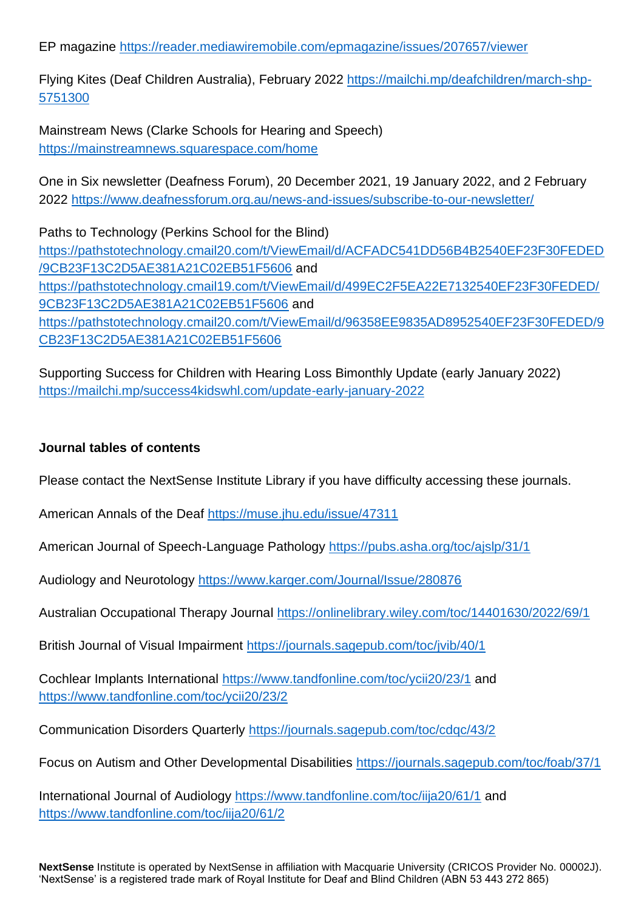EP magazine https://reader.mediawiremobile.com/epmagazine/issues/207657/viewer

Flying Kites (Deaf Children Australia), February 2022 https://mailchi.mp/deafchildren/march-shp-5751300

Mainstream News (Clarke Schools for Hearing and Speech) https://mainstreamnews.squarespace.com/home

One in Six newsletter (Deafness Forum), 20 December 2021, 19 January 2022, and 2 February 2022 https://www.deafnessforum.org.au/news-and-issues/subscribe-to-our-newsletter/

Paths to Technology (Perkins School for the Blind) https://pathstotechnology.cmail20.com/t/ViewEmail/d/ACFADC541DD56B4B2540EF23F30FEDED/9CB23F13C2D5AE381A21C02EB51F5606 and https://pathstotechnology.cmail19.com/t/ViewEmail/d/499EC2F5EA22E7132540EF23F30FEDED/9CB23F13C2D5AE381A21C02EB51F5606 and https://pathstotechnology.cmail20.com/t/ViewEmail/d/96358EE9835AD8952540EF23F30FEDED/9CB23F13C2D5AE381A21C02EB51F5606

Supporting Success for Children with Hearing Loss Bimonthly Update (early January 2022) https://mailchi.mp/success4kidswhl.com/update-early-january-2022

**Journal tables of contents**

Please contact the NextSense Institute Library if you have difficulty accessing these journals.

American Annals of the Deaf https://muse.jhu.edu/issue/47311

American Journal of Speech-Language Pathology https://pubs.asha.org/toc/ajslp/31/1

Audiology and Neurotology https://www.karger.com/Journal/Issue/280876

Australian Occupational Therapy Journal https://onlinelibrary.wiley.com/toc/14401630/2022/69/1

British Journal of Visual Impairment https://journals.sagepub.com/toc/jvib/40/1

Cochlear Implants International https://www.tandfonline.com/toc/ycii20/23/1 and https://www.tandfonline.com/toc/ycii20/23/2

Communication Disorders Quarterly https://journals.sagepub.com/toc/cdqc/43/2

Focus on Autism and Other Developmental Disabilities https://journals.sagepub.com/toc/foab/37/1

International Journal of Audiology https://www.tandfonline.com/toc/iija20/61/1 and https://www.tandfonline.com/toc/iija20/61/2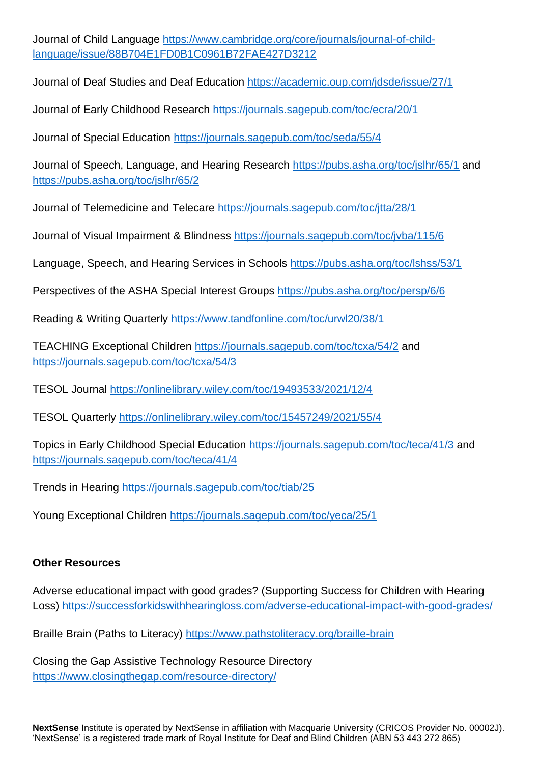Journal of Child Language https://www.cambridge.org/core/journals/journal-of-child-language/issue/88B704E1FD0B1C0961B72FAE427D3212

Journal of Deaf Studies and Deaf Education https://academic.oup.com/jdsde/issue/27/1

Journal of Early Childhood Research https://journals.sagepub.com/toc/ecra/20/1

Journal of Special Education https://journals.sagepub.com/toc/seda/55/4

Journal of Speech, Language, and Hearing Research https://pubs.asha.org/toc/jslhr/65/1 and https://pubs.asha.org/toc/jslhr/65/2

Journal of Telemedicine and Telecare https://journals.sagepub.com/toc/jtta/28/1

Journal of Visual Impairment & Blindness https://journals.sagepub.com/toc/jvba/115/6

Language, Speech, and Hearing Services in Schools https://pubs.asha.org/toc/lshss/53/1

Perspectives of the ASHA Special Interest Groups https://pubs.asha.org/toc/persp/6/6

Reading & Writing Quarterly https://www.tandfonline.com/toc/urwl20/38/1

TEACHING Exceptional Children https://journals.sagepub.com/toc/tcxa/54/2 and https://journals.sagepub.com/toc/tcxa/54/3

TESOL Journal https://onlinelibrary.wiley.com/toc/19493533/2021/12/4

TESOL Quarterly https://onlinelibrary.wiley.com/toc/15457249/2021/55/4

Topics in Early Childhood Special Education https://journals.sagepub.com/toc/teca/41/3 and https://journals.sagepub.com/toc/teca/41/4

Trends in Hearing https://journals.sagepub.com/toc/tiab/25

Young Exceptional Children https://journals.sagepub.com/toc/yeca/25/1

**Other Resources**

Adverse educational impact with good grades? (Supporting Success for Children with Hearing Loss) https://successforkidswithhearingloss.com/adverse-educational-impact-with-good-grades/

Braille Brain (Paths to Literacy) https://www.pathstoliteracy.org/braille-brain

Closing the Gap Assistive Technology Resource Directory https://www.closingthegap.com/resource-directory/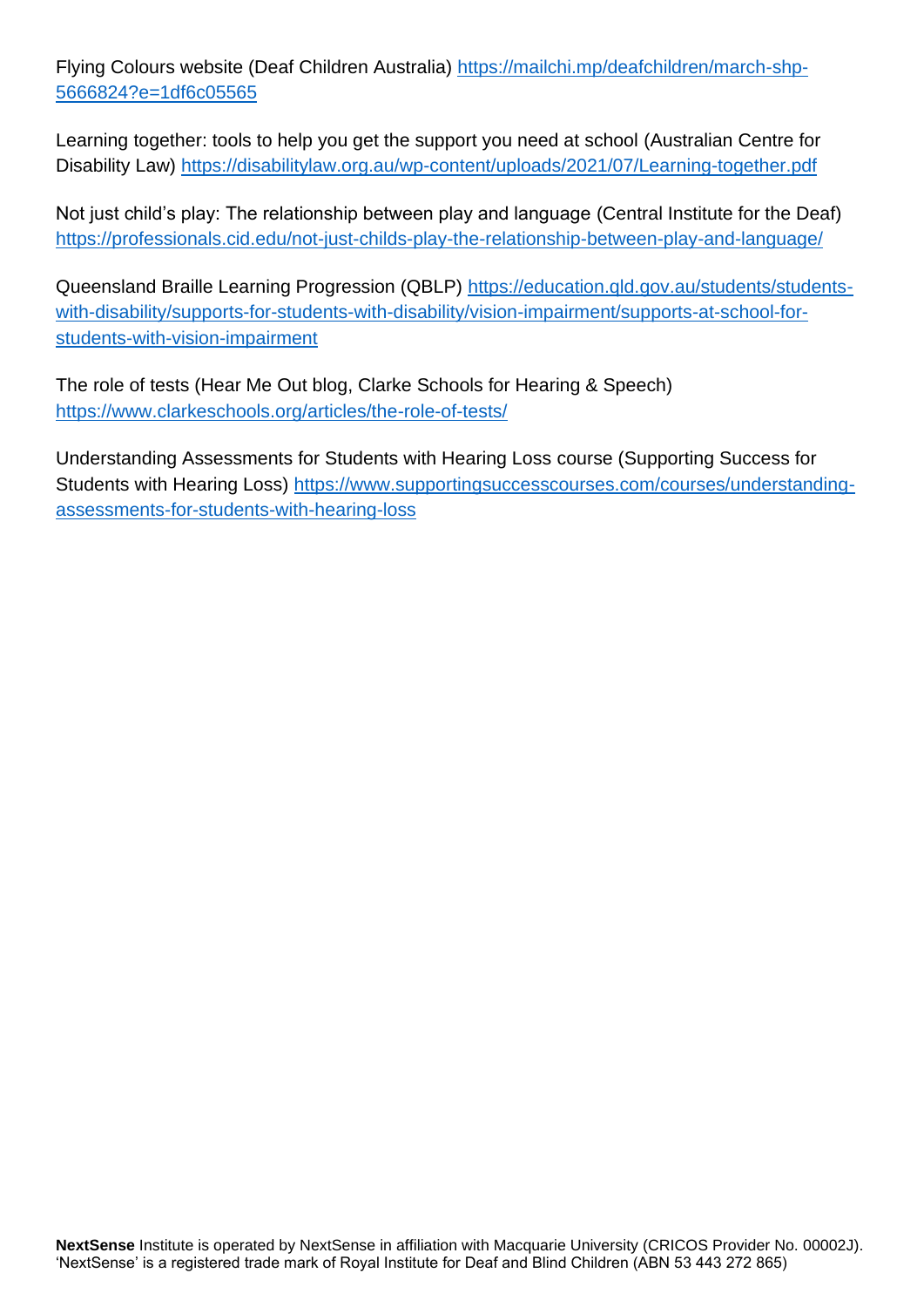Flying Colours website (Deaf Children Australia) https://mailchi.mp/deafchildren/march-shp-5666824?e=1df6c05565

Learning together: tools to help you get the support you need at school (Australian Centre for Disability Law) https://disabilitylaw.org.au/wp-content/uploads/2021/07/Learning-together.pdf

Not just child's play: The relationship between play and language (Central Institute for the Deaf) https://professionals.cid.edu/not-just-childs-play-the-relationship-between-play-and-language/

Queensland Braille Learning Progression (QBLP) https://education.qld.gov.au/students/students-with-disability/supports-for-students-with-disability/vision-impairment/supports-at-school-for-students-with-vision-impairment

The role of tests (Hear Me Out blog, Clarke Schools for Hearing & Speech) https://www.clarkeschools.org/articles/the-role-of-tests/

Understanding Assessments for Students with Hearing Loss course (Supporting Success for Students with Hearing Loss) https://www.supportingsuccesscourses.com/courses/understanding-assessments-for-students-with-hearing-loss

**NextSense** Institute is operated by NextSense in affiliation with Macquarie University (CRICOS Provider No. 00002J). 'NextSense' is a registered trade mark of Royal Institute for Deaf and Blind Children (ABN 53 443 272 865)